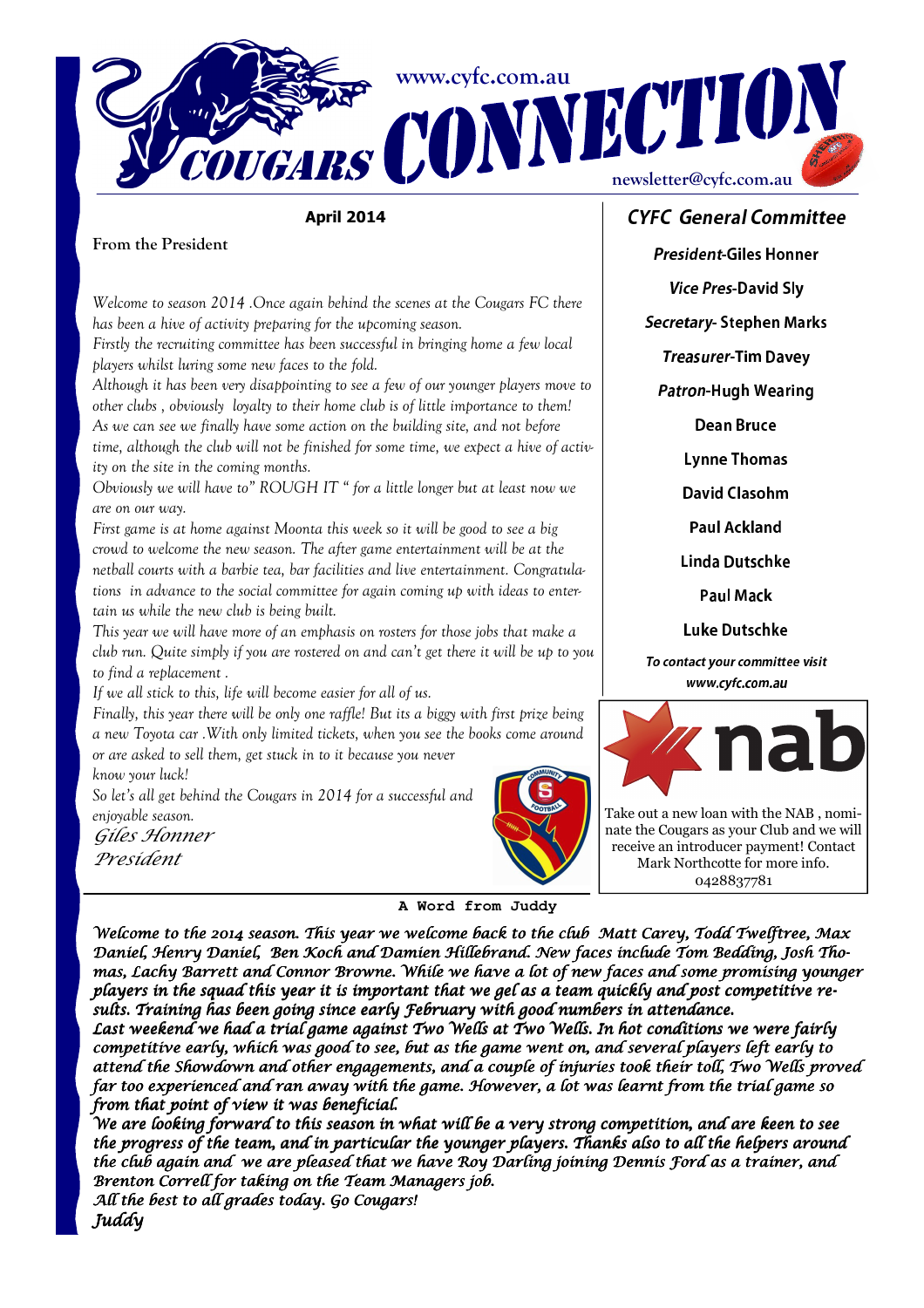# Cougars CONNECTION

www.cyfc.com.au

newsletter@cyfc.com.au

**April 2014**

## From the President

*Welcome to season 2014 .Once again behind the scenes at the Cougars FC there has been a hive of activity preparing for the upcoming season.*

*Firstly the recruiting committee has been successful in bringing home a few local players whilst luring some new faces to the fold.*

*Although it has been very disappointing to see a few of our younger players move to other clubs , obviously loyalty to their home club is of little importance to them!*

*As we can see we finally have some action on the building site, and not before time, although the club will not be finished for some time, we expect a hive of activity on the site in the coming months.*

*Obviously we will have to" ROUGH IT " for a little longer but at least now we are on our way.*

*First game is at home against Moonta this week so it will be good to see a big crowd to welcome the new season. The after game entertainment will be at the netball courts with a barbie tea, bar facilities and live entertainment. Congratulations in advance to the social committee for again coming up with ideas to entertain us while the new club is being built.*

*This year we will have more of an emphasis on rosters for those jobs that make a club run. Quite simply if you are rostered on and can't get there it will be up to you to find a replacement .*

*If we all stick to this, life will become easier for all of us.*

*Finally, this year there will be only one raffle! But its a biggy with first prize being a new Toyota car .With only limited tickets, when you see the books come around or are asked to sell them, get stuck in to it because you never know your luck!*

*So let's all get behind the Cougars in 2014 for a successful and enjoyable season.*

*Giles Honner*
*President*

## CYFC General Committee

**President**-Giles Honner

**Vice Pres**-David Sly

**Secretary**- Stephen Marks

**Treasurer**-Tim Davey

**Patron**-Hugh Wearing

Dean Bruce

Lynne Thomas

David Clasohm

Paul Ackland

Linda Dutschke

Paul Mack

Luke Dutschke

*To contact your committee visit www.cyfc.com.au*

**nab**

Take out a new loan with the NAB , nominate the Cougars as your Club and we will receive an introducer payment! Contact Mark Northcotte for more info. 0428837781

## A Word from Juddy

*Welcome to the 2014 season. This year we welcome back to the club Matt Carey, Todd Twelftree, Max Daniel, Henry Daniel, Ben Koch and Damien Hillebrand. New faces include Tom Bedding, Josh Thomas, Lachy Barrett and Connor Browne. While we have a lot of new faces and some promising younger players in the squad this year it is important that we gel as a team quickly and post competitive results. Training has been going since early February with good numbers in attendance.*

*Last weekend we had a trial game against Two Wells at Two Wells. In hot conditions we were fairly competitive early, which was good to see, but as the game went on, and several players left early to attend the Showdown and other engagements, and a couple of injuries took their toll, Two Wells proved far too experienced and ran away with the game. However, a lot was learnt from the trial game so from that point of view it was beneficial.*

*We are looking forward to this season in what will be a very strong competition, and are keen to see the progress of the team, and in particular the younger players. Thanks also to all the helpers around the club again and we are pleased that we have Roy Darling joining Dennis Ford as a trainer, and Brenton Correll for taking on the Team Managers job.*

*All the best to all grades today. Go Cougars!*

*Juddy*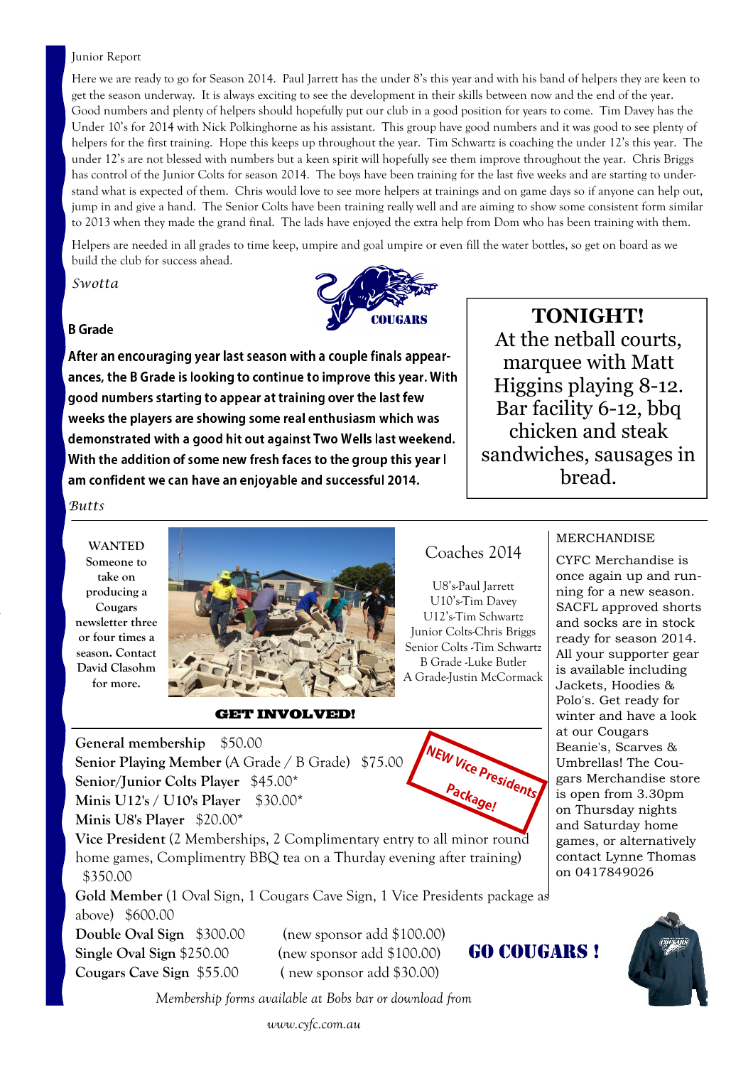## Junior Report

Here we are ready to go for Season 2014. Paul Jarrett has the under 8's this year and with his band of helpers they are keen to get the season underway. It is always exciting to see the development in their skills between now and the end of the year. Good numbers and plenty of helpers should hopefully put our club in a good position for years to come. Tim Davey has the Under 10's for 2014 with Nick Polkinghorne as his assistant. This group have good numbers and it was good to see plenty of helpers for the first training. Hope this keeps up throughout the year. Tim Schwartz is coaching the under 12's this year. The under 12's are not blessed with numbers but a keen spirit will hopefully see them improve throughout the year. Chris Briggs has control of the Junior Colts for season 2014. The boys have been training for the last five weeks and are starting to understand what is expected of them. Chris would love to see more helpers at trainings and on game days so if anyone can help out, jump in and give a hand. The Senior Colts have been training really well and are aiming to show some consistent form similar to 2013 when they made the grand final. The lads have enjoyed the extra help from Dom who has been training with them.

Helpers are needed in all grades to time keep, umpire and goal umpire or even fill the water bottles, so get on board as we build the club for success ahead.

*Swotta*

COUGARS

## B Grade

**After an encouraging year last season with a couple finals appearances, the B Grade is looking to continue to improve this year. With good numbers starting to appear at training over the last few weeks the players are showing some real enthusiasm which was demonstrated with a good hit out against Two Wells last weekend. With the addition of some new fresh faces to the group this year I am confident we can have an enjoyable and successful 2014.**

*Butts*

**TONIGHT!**
At the netball courts, marquee with Matt Higgins playing 8-12. Bar facility 6-12, bbq chicken and steak sandwiches, sausages in bread.

**WANTED**
**Someone to take on producing a Cougars newsletter three or four times a season. Contact David Clasohm for more.**

## Coaches 2014

U8's-Paul Jarrett
U10's-Tim Davey
U12's-Tim Schwartz
Junior Colts-Chris Briggs
Senior Colts -Tim Schwartz
B Grade -Luke Butler
A Grade-Justin McCormack

## MERCHANDISE

CYFC Merchandise is once again up and running for a new season. SACFL approved shorts and socks are in stock ready for season 2014. All your supporter gear is available including Jackets, Hoodies & Polo's. Get ready for winter and have a look at our Cougars Beanie's, Scarves & Umbrellas! The Cougars Merchandise store is open from 3.30pm on Thursday nights and Saturday home games, or alternatively contact Lynne Thomas on 0417849026

## GET INVOLVED!

**NEW Vice Presidents Package!**

**General membership** $50.00
**Senior Playing Member** (A Grade / B Grade) $75.00
**Senior/Junior Colts Player** $45.00*
**Minis U12's / U10's Player** $30.00*
**Minis U8's Player** $20.00*
**Vice President** (2 Memberships, 2 Complimentary entry to all minor round home games, Complimentry BBQ tea on a Thurday evening after training) $350.00
**Gold Member** (1 Oval Sign, 1 Cougars Cave Sign, 1 Vice Presidents package as above) $600.00
**Double Oval Sign** $300.00 (new sponsor add $100.00)
**Single Oval Sign** $250.00 (new sponsor add $100.00)
**Cougars Cave Sign** $55.00 ( new sponsor add $30.00)

**GO COUGARS !**

*Membership forms available at Bobs bar or download from*

*www.cyfc.com.au*